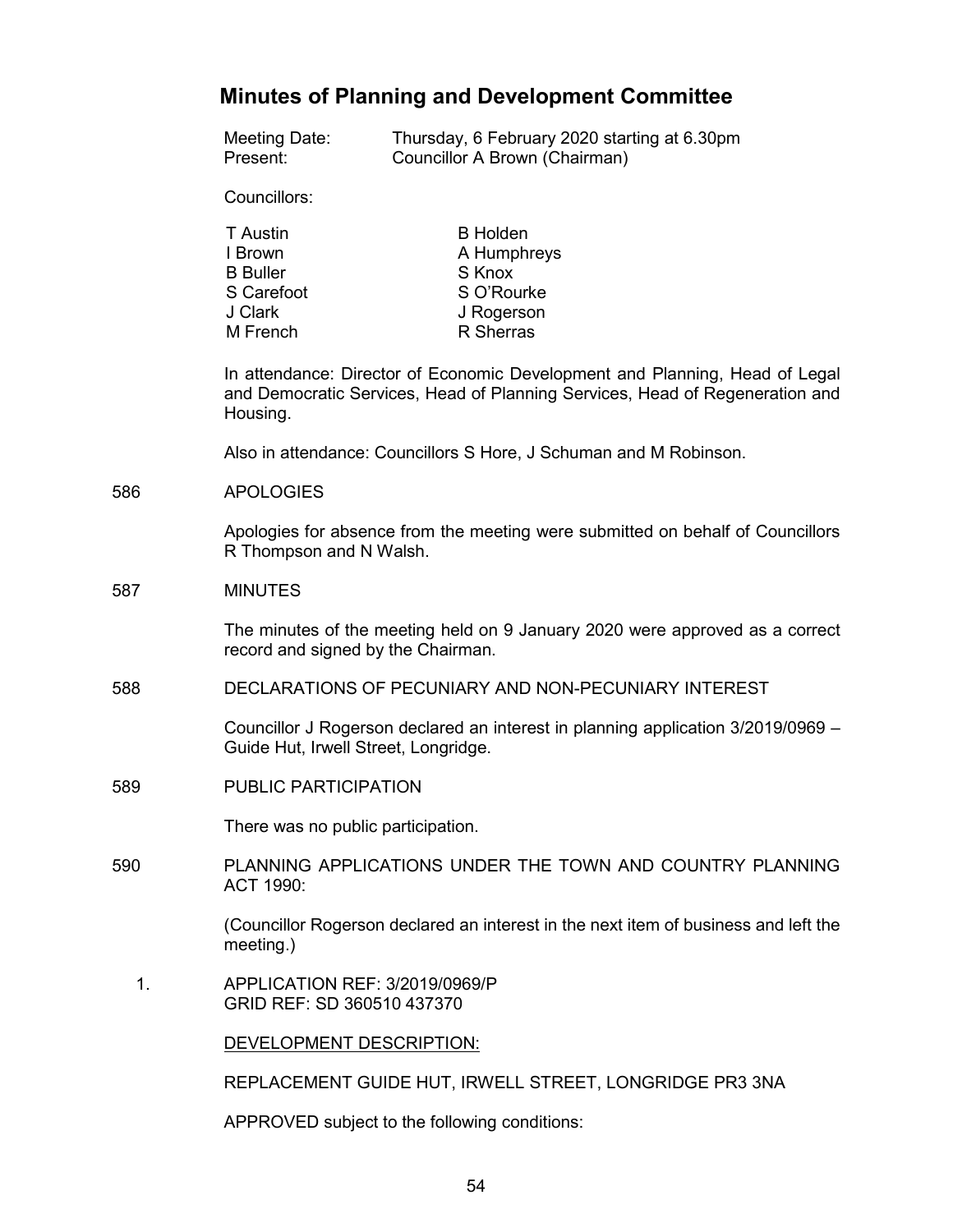# Minutes of Planning and Development Committee

Meeting Date: Thursday, 6 February 2020 starting at 6.30pm
Present: Councillor A Brown (Chairman)

Councillors:

| | |
|---|---|
| T Austin | B Holden |
| I Brown | A Humphreys |
| B Buller | S Knox |
| S Carefoot | S O'Rourke |
| J Clark | J Rogerson |
| M French | R Sherras |

In attendance: Director of Economic Development and Planning, Head of Legal and Democratic Services, Head of Planning Services, Head of Regeneration and Housing.

Also in attendance: Councillors S Hore, J Schuman and M Robinson.

586 APOLOGIES

Apologies for absence from the meeting were submitted on behalf of Councillors R Thompson and N Walsh.

587 MINUTES

The minutes of the meeting held on 9 January 2020 were approved as a correct record and signed by the Chairman.

588 DECLARATIONS OF PECUNIARY AND NON-PECUNIARY INTEREST

Councillor J Rogerson declared an interest in planning application 3/2019/0969 – Guide Hut, Irwell Street, Longridge.

589 PUBLIC PARTICIPATION

There was no public participation.

590 PLANNING APPLICATIONS UNDER THE TOWN AND COUNTRY PLANNING ACT 1990:

(Councillor Rogerson declared an interest in the next item of business and left the meeting.)

1. APPLICATION REF: 3/2019/0969/P
GRID REF: SD 360510 437370

DEVELOPMENT DESCRIPTION:

REPLACEMENT GUIDE HUT, IRWELL STREET, LONGRIDGE PR3 3NA

APPROVED subject to the following conditions: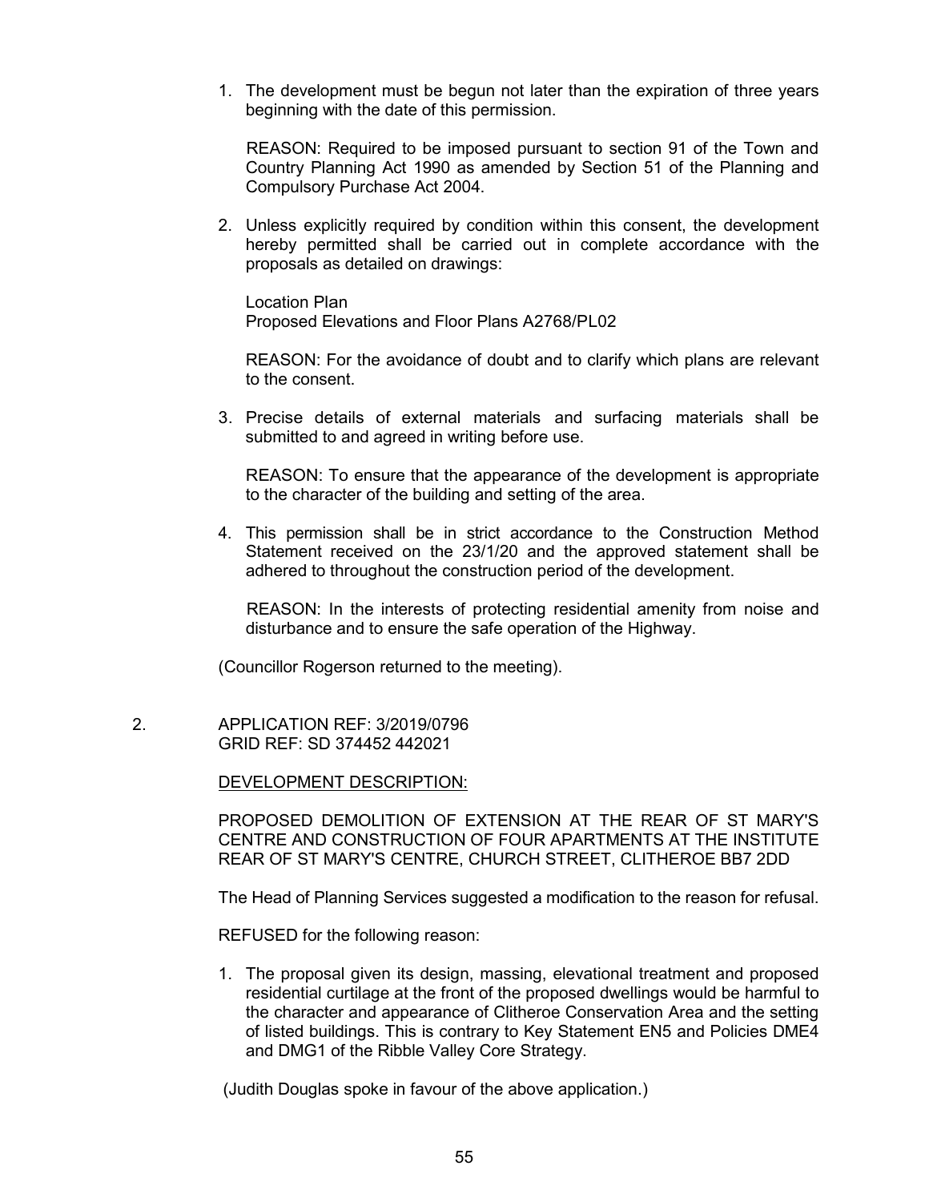1. The development must be begun not later than the expiration of three years beginning with the date of this permission.

   REASON: Required to be imposed pursuant to section 91 of the Town and Country Planning Act 1990 as amended by Section 51 of the Planning and Compulsory Purchase Act 2004.

2. Unless explicitly required by condition within this consent, the development hereby permitted shall be carried out in complete accordance with the proposals as detailed on drawings:

   Location Plan
   Proposed Elevations and Floor Plans A2768/PL02

   REASON: For the avoidance of doubt and to clarify which plans are relevant to the consent.

3. Precise details of external materials and surfacing materials shall be submitted to and agreed in writing before use.

   REASON: To ensure that the appearance of the development is appropriate to the character of the building and setting of the area.

4. This permission shall be in strict accordance to the Construction Method Statement received on the 23/1/20 and the approved statement shall be adhered to throughout the construction period of the development.

   REASON: In the interests of protecting residential amenity from noise and disturbance and to ensure the safe operation of the Highway.

(Councillor Rogerson returned to the meeting).

2. APPLICATION REF: 3/2019/0796
   GRID REF: SD 374452 442021

   DEVELOPMENT DESCRIPTION:

   PROPOSED DEMOLITION OF EXTENSION AT THE REAR OF ST MARY'S CENTRE AND CONSTRUCTION OF FOUR APARTMENTS AT THE INSTITUTE REAR OF ST MARY'S CENTRE, CHURCH STREET, CLITHEROE BB7 2DD

   The Head of Planning Services suggested a modification to the reason for refusal.

   REFUSED for the following reason:

   1. The proposal given its design, massing, elevational treatment and proposed residential curtilage at the front of the proposed dwellings would be harmful to the character and appearance of Clitheroe Conservation Area and the setting of listed buildings. This is contrary to Key Statement EN5 and Policies DME4 and DMG1 of the Ribble Valley Core Strategy.

   (Judith Douglas spoke in favour of the above application.)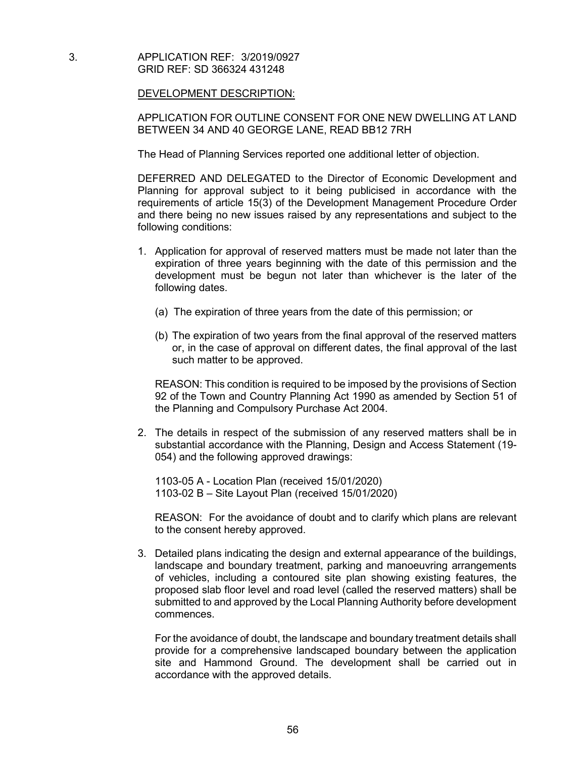3. APPLICATION REF: 3/2019/0927
GRID REF: SD 366324 431248

DEVELOPMENT DESCRIPTION:

APPLICATION FOR OUTLINE CONSENT FOR ONE NEW DWELLING AT LAND BETWEEN 34 AND 40 GEORGE LANE, READ BB12 7RH

The Head of Planning Services reported one additional letter of objection.

DEFERRED AND DELEGATED to the Director of Economic Development and Planning for approval subject to it being publicised in accordance with the requirements of article 15(3) of the Development Management Procedure Order and there being no new issues raised by any representations and subject to the following conditions:

1. Application for approval of reserved matters must be made not later than the expiration of three years beginning with the date of this permission and the development must be begun not later than whichever is the later of the following dates.

   (a) The expiration of three years from the date of this permission; or

   (b) The expiration of two years from the final approval of the reserved matters or, in the case of approval on different dates, the final approval of the last such matter to be approved.

   REASON: This condition is required to be imposed by the provisions of Section 92 of the Town and Country Planning Act 1990 as amended by Section 51 of the Planning and Compulsory Purchase Act 2004.

2. The details in respect of the submission of any reserved matters shall be in substantial accordance with the Planning, Design and Access Statement (19-054) and the following approved drawings:

   1103-05 A - Location Plan (received 15/01/2020)
   1103-02 B – Site Layout Plan (received 15/01/2020)

   REASON: For the avoidance of doubt and to clarify which plans are relevant to the consent hereby approved.

3. Detailed plans indicating the design and external appearance of the buildings, landscape and boundary treatment, parking and manoeuvring arrangements of vehicles, including a contoured site plan showing existing features, the proposed slab floor level and road level (called the reserved matters) shall be submitted to and approved by the Local Planning Authority before development commences.

   For the avoidance of doubt, the landscape and boundary treatment details shall provide for a comprehensive landscaped boundary between the application site and Hammond Ground. The development shall be carried out in accordance with the approved details.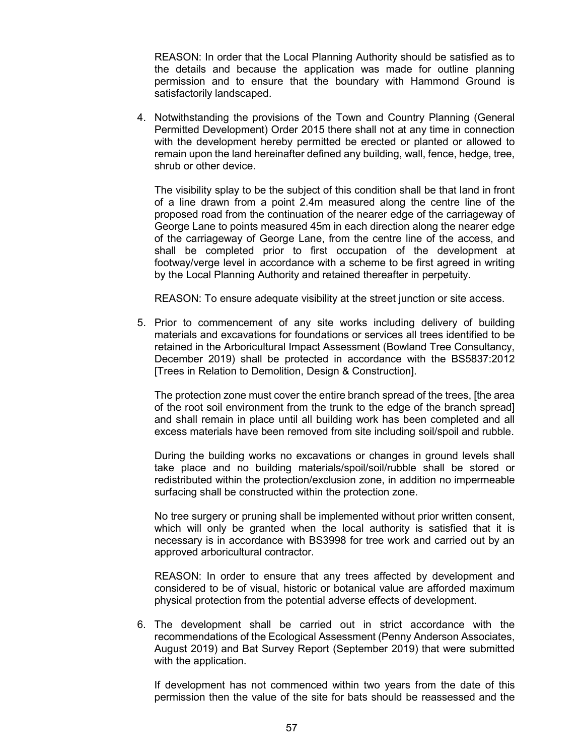REASON: In order that the Local Planning Authority should be satisfied as to the details and because the application was made for outline planning permission and to ensure that the boundary with Hammond Ground is satisfactorily landscaped.

4. Notwithstanding the provisions of the Town and Country Planning (General Permitted Development) Order 2015 there shall not at any time in connection with the development hereby permitted be erected or planted or allowed to remain upon the land hereinafter defined any building, wall, fence, hedge, tree, shrub or other device.

   The visibility splay to be the subject of this condition shall be that land in front of a line drawn from a point 2.4m measured along the centre line of the proposed road from the continuation of the nearer edge of the carriageway of George Lane to points measured 45m in each direction along the nearer edge of the carriageway of George Lane, from the centre line of the access, and shall be completed prior to first occupation of the development at footway/verge level in accordance with a scheme to be first agreed in writing by the Local Planning Authority and retained thereafter in perpetuity.

   REASON: To ensure adequate visibility at the street junction or site access.

5. Prior to commencement of any site works including delivery of building materials and excavations for foundations or services all trees identified to be retained in the Arboricultural Impact Assessment (Bowland Tree Consultancy, December 2019) shall be protected in accordance with the BS5837:2012 [Trees in Relation to Demolition, Design & Construction].

   The protection zone must cover the entire branch spread of the trees, [the area of the root soil environment from the trunk to the edge of the branch spread] and shall remain in place until all building work has been completed and all excess materials have been removed from site including soil/spoil and rubble.

   During the building works no excavations or changes in ground levels shall take place and no building materials/spoil/soil/rubble shall be stored or redistributed within the protection/exclusion zone, in addition no impermeable surfacing shall be constructed within the protection zone.

   No tree surgery or pruning shall be implemented without prior written consent, which will only be granted when the local authority is satisfied that it is necessary is in accordance with BS3998 for tree work and carried out by an approved arboricultural contractor.

   REASON: In order to ensure that any trees affected by development and considered to be of visual, historic or botanical value are afforded maximum physical protection from the potential adverse effects of development.

6. The development shall be carried out in strict accordance with the recommendations of the Ecological Assessment (Penny Anderson Associates, August 2019) and Bat Survey Report (September 2019) that were submitted with the application.

   If development has not commenced within two years from the date of this permission then the value of the site for bats should be reassessed and the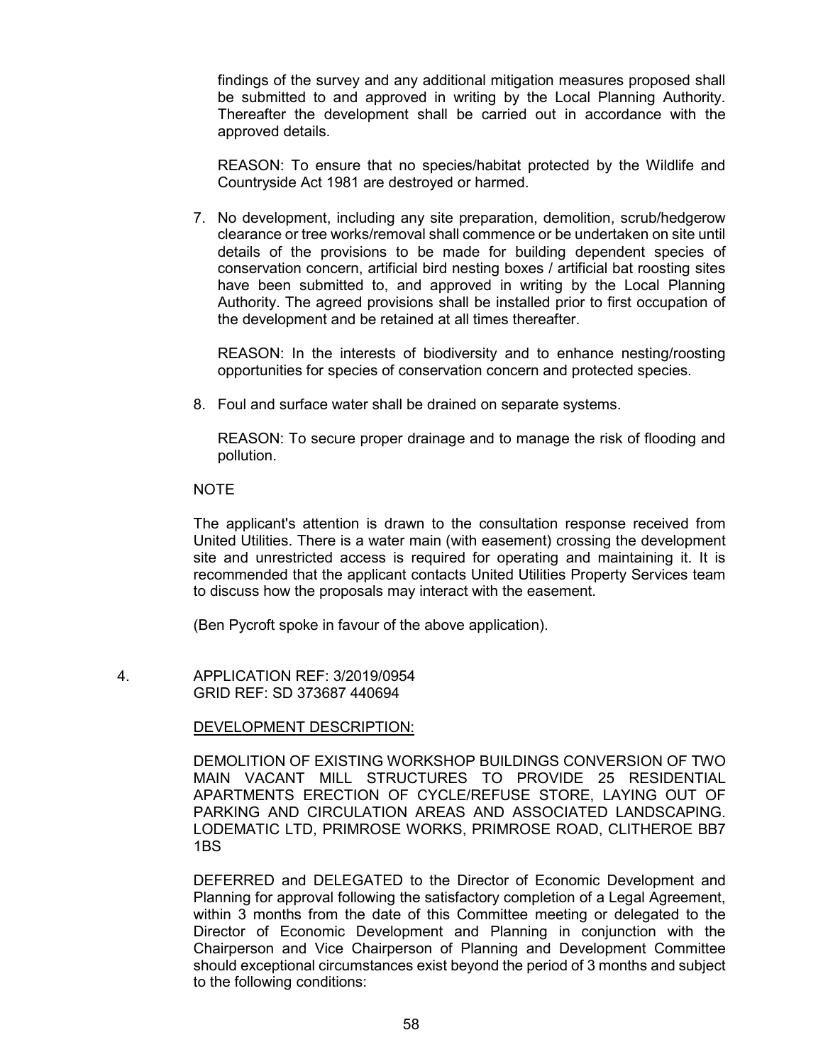findings of the survey and any additional mitigation measures proposed shall be submitted to and approved in writing by the Local Planning Authority. Thereafter the development shall be carried out in accordance with the approved details.

REASON: To ensure that no species/habitat protected by the Wildlife and Countryside Act 1981 are destroyed or harmed.

7. No development, including any site preparation, demolition, scrub/hedgerow clearance or tree works/removal shall commence or be undertaken on site until details of the provisions to be made for building dependent species of conservation concern, artificial bird nesting boxes / artificial bat roosting sites have been submitted to, and approved in writing by the Local Planning Authority. The agreed provisions shall be installed prior to first occupation of the development and be retained at all times thereafter.

   REASON: In the interests of biodiversity and to enhance nesting/roosting opportunities for species of conservation concern and protected species.

8. Foul and surface water shall be drained on separate systems.

   REASON: To secure proper drainage and to manage the risk of flooding and pollution.

NOTE

The applicant's attention is drawn to the consultation response received from United Utilities. There is a water main (with easement) crossing the development site and unrestricted access is required for operating and maintaining it. It is recommended that the applicant contacts United Utilities Property Services team to discuss how the proposals may interact with the easement.

(Ben Pycroft spoke in favour of the above application).

4. APPLICATION REF: 3/2019/0954
   GRID REF: SD 373687 440694

   DEVELOPMENT DESCRIPTION:

   DEMOLITION OF EXISTING WORKSHOP BUILDINGS CONVERSION OF TWO MAIN VACANT MILL STRUCTURES TO PROVIDE 25 RESIDENTIAL APARTMENTS ERECTION OF CYCLE/REFUSE STORE, LAYING OUT OF PARKING AND CIRCULATION AREAS AND ASSOCIATED LANDSCAPING. LODEMATIC LTD, PRIMROSE WORKS, PRIMROSE ROAD, CLITHEROE BB7 1BS

   DEFERRED and DELEGATED to the Director of Economic Development and Planning for approval following the satisfactory completion of a Legal Agreement, within 3 months from the date of this Committee meeting or delegated to the Director of Economic Development and Planning in conjunction with the Chairperson and Vice Chairperson of Planning and Development Committee should exceptional circumstances exist beyond the period of 3 months and subject to the following conditions: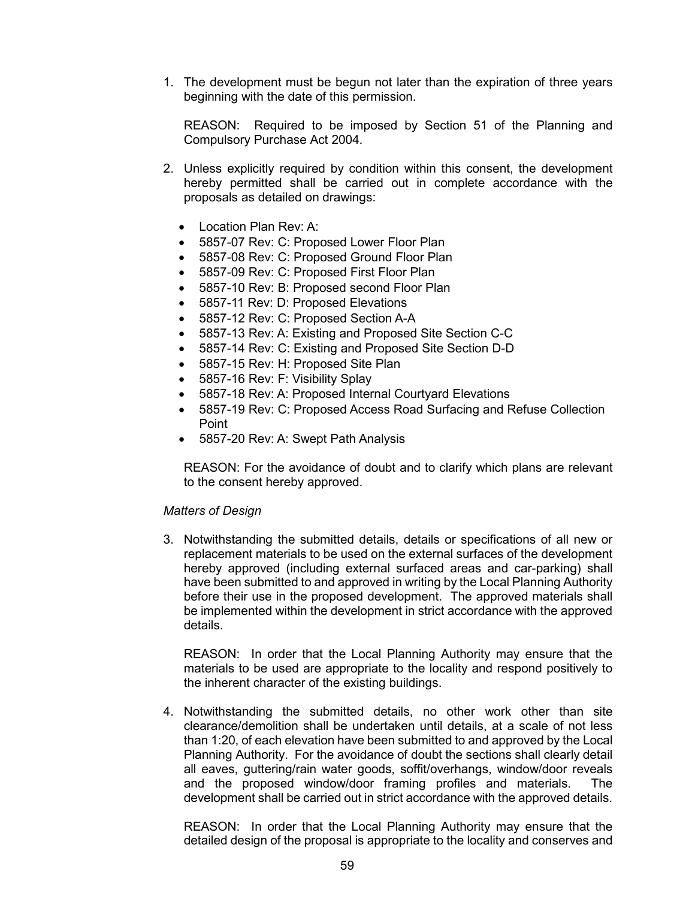1. The development must be begun not later than the expiration of three years beginning with the date of this permission.

   REASON: Required to be imposed by Section 51 of the Planning and Compulsory Purchase Act 2004.

2. Unless explicitly required by condition within this consent, the development hereby permitted shall be carried out in complete accordance with the proposals as detailed on drawings:

   - Location Plan Rev: A:
   - 5857-07 Rev: C: Proposed Lower Floor Plan
   - 5857-08 Rev: C: Proposed Ground Floor Plan
   - 5857-09 Rev: C: Proposed First Floor Plan
   - 5857-10 Rev: B: Proposed second Floor Plan
   - 5857-11 Rev: D: Proposed Elevations
   - 5857-12 Rev: C: Proposed Section A-A
   - 5857-13 Rev: A: Existing and Proposed Site Section C-C
   - 5857-14 Rev: C: Existing and Proposed Site Section D-D
   - 5857-15 Rev: H: Proposed Site Plan
   - 5857-16 Rev: F: Visibility Splay
   - 5857-18 Rev: A: Proposed Internal Courtyard Elevations
   - 5857-19 Rev: C: Proposed Access Road Surfacing and Refuse Collection Point
   - 5857-20 Rev: A: Swept Path Analysis

   REASON: For the avoidance of doubt and to clarify which plans are relevant to the consent hereby approved.

*Matters of Design*

3. Notwithstanding the submitted details, details or specifications of all new or replacement materials to be used on the external surfaces of the development hereby approved (including external surfaced areas and car-parking) shall have been submitted to and approved in writing by the Local Planning Authority before their use in the proposed development. The approved materials shall be implemented within the development in strict accordance with the approved details.

   REASON: In order that the Local Planning Authority may ensure that the materials to be used are appropriate to the locality and respond positively to the inherent character of the existing buildings.

4. Notwithstanding the submitted details, no other work other than site clearance/demolition shall be undertaken until details, at a scale of not less than 1:20, of each elevation have been submitted to and approved by the Local Planning Authority. For the avoidance of doubt the sections shall clearly detail all eaves, guttering/rain water goods, soffit/overhangs, window/door reveals and the proposed window/door framing profiles and materials. The development shall be carried out in strict accordance with the approved details.

   REASON: In order that the Local Planning Authority may ensure that the detailed design of the proposal is appropriate to the locality and conserves and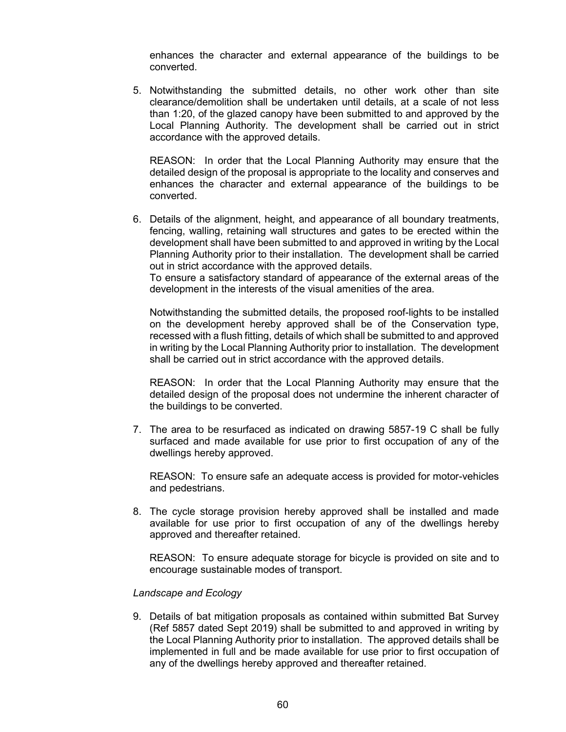enhances the character and external appearance of the buildings to be converted.

5. Notwithstanding the submitted details, no other work other than site clearance/demolition shall be undertaken until details, at a scale of not less than 1:20, of the glazed canopy have been submitted to and approved by the Local Planning Authority. The development shall be carried out in strict accordance with the approved details.

   REASON: In order that the Local Planning Authority may ensure that the detailed design of the proposal is appropriate to the locality and conserves and enhances the character and external appearance of the buildings to be converted.

6. Details of the alignment, height, and appearance of all boundary treatments, fencing, walling, retaining wall structures and gates to be erected within the development shall have been submitted to and approved in writing by the Local Planning Authority prior to their installation. The development shall be carried out in strict accordance with the approved details.
   To ensure a satisfactory standard of appearance of the external areas of the development in the interests of the visual amenities of the area.

   Notwithstanding the submitted details, the proposed roof-lights to be installed on the development hereby approved shall be of the Conservation type, recessed with a flush fitting, details of which shall be submitted to and approved in writing by the Local Planning Authority prior to installation. The development shall be carried out in strict accordance with the approved details.

   REASON: In order that the Local Planning Authority may ensure that the detailed design of the proposal does not undermine the inherent character of the buildings to be converted.

7. The area to be resurfaced as indicated on drawing 5857-19 C shall be fully surfaced and made available for use prior to first occupation of any of the dwellings hereby approved.

   REASON: To ensure safe an adequate access is provided for motor-vehicles and pedestrians.

8. The cycle storage provision hereby approved shall be installed and made available for use prior to first occupation of any of the dwellings hereby approved and thereafter retained.

   REASON: To ensure adequate storage for bicycle is provided on site and to encourage sustainable modes of transport.

*Landscape and Ecology*

9. Details of bat mitigation proposals as contained within submitted Bat Survey (Ref 5857 dated Sept 2019) shall be submitted to and approved in writing by the Local Planning Authority prior to installation. The approved details shall be implemented in full and be made available for use prior to first occupation of any of the dwellings hereby approved and thereafter retained.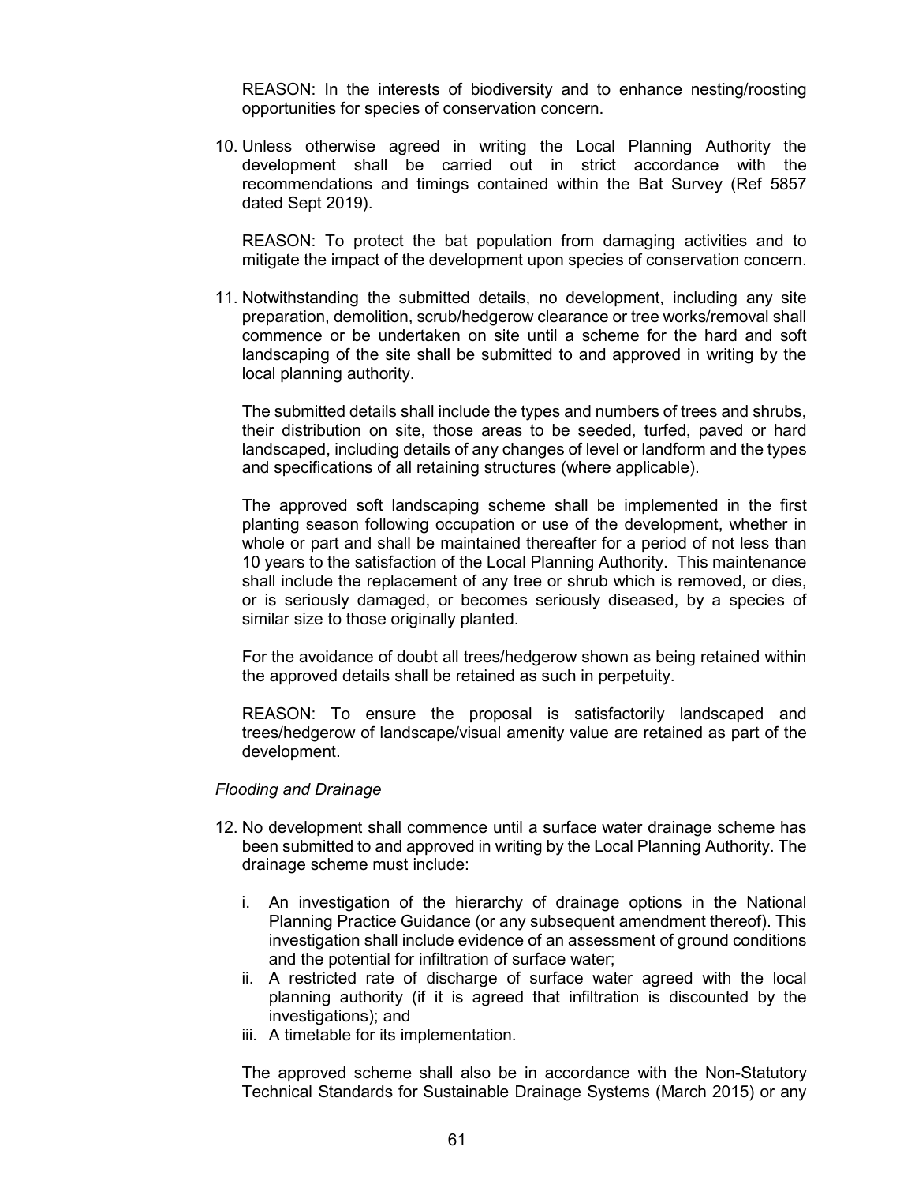REASON: In the interests of biodiversity and to enhance nesting/roosting opportunities for species of conservation concern.

10. Unless otherwise agreed in writing the Local Planning Authority the development shall be carried out in strict accordance with the recommendations and timings contained within the Bat Survey (Ref 5857 dated Sept 2019).

    REASON: To protect the bat population from damaging activities and to mitigate the impact of the development upon species of conservation concern.

11. Notwithstanding the submitted details, no development, including any site preparation, demolition, scrub/hedgerow clearance or tree works/removal shall commence or be undertaken on site until a scheme for the hard and soft landscaping of the site shall be submitted to and approved in writing by the local planning authority.

    The submitted details shall include the types and numbers of trees and shrubs, their distribution on site, those areas to be seeded, turfed, paved or hard landscaped, including details of any changes of level or landform and the types and specifications of all retaining structures (where applicable).

    The approved soft landscaping scheme shall be implemented in the first planting season following occupation or use of the development, whether in whole or part and shall be maintained thereafter for a period of not less than 10 years to the satisfaction of the Local Planning Authority. This maintenance shall include the replacement of any tree or shrub which is removed, or dies, or is seriously damaged, or becomes seriously diseased, by a species of similar size to those originally planted.

    For the avoidance of doubt all trees/hedgerow shown as being retained within the approved details shall be retained as such in perpetuity.

    REASON: To ensure the proposal is satisfactorily landscaped and trees/hedgerow of landscape/visual amenity value are retained as part of the development.

*Flooding and Drainage*

12. No development shall commence until a surface water drainage scheme has been submitted to and approved in writing by the Local Planning Authority. The drainage scheme must include:

    i. An investigation of the hierarchy of drainage options in the National Planning Practice Guidance (or any subsequent amendment thereof). This investigation shall include evidence of an assessment of ground conditions and the potential for infiltration of surface water;
    ii. A restricted rate of discharge of surface water agreed with the local planning authority (if it is agreed that infiltration is discounted by the investigations); and
    iii. A timetable for its implementation.

    The approved scheme shall also be in accordance with the Non-Statutory Technical Standards for Sustainable Drainage Systems (March 2015) or any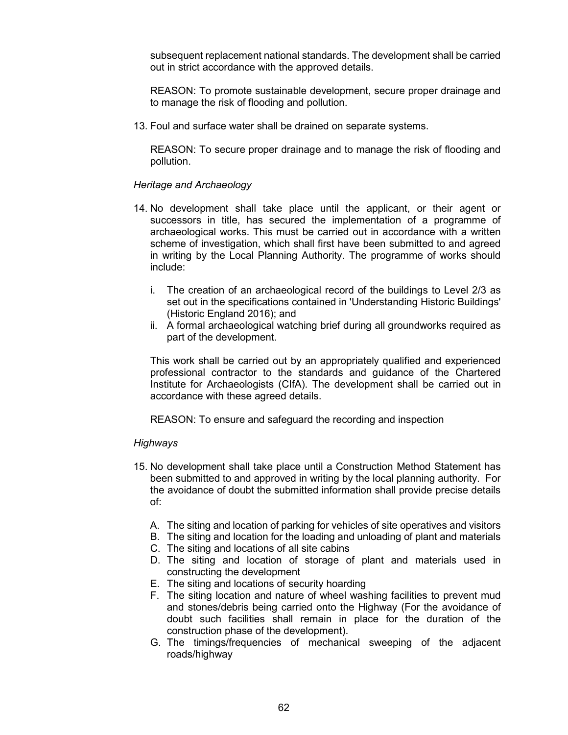subsequent replacement national standards. The development shall be carried out in strict accordance with the approved details.

REASON: To promote sustainable development, secure proper drainage and to manage the risk of flooding and pollution.

13. Foul and surface water shall be drained on separate systems.

    REASON: To secure proper drainage and to manage the risk of flooding and pollution.

*Heritage and Archaeology*

14. No development shall take place until the applicant, or their agent or successors in title, has secured the implementation of a programme of archaeological works. This must be carried out in accordance with a written scheme of investigation, which shall first have been submitted to and agreed in writing by the Local Planning Authority. The programme of works should include:

    i. The creation of an archaeological record of the buildings to Level 2/3 as set out in the specifications contained in 'Understanding Historic Buildings' (Historic England 2016); and
    ii. A formal archaeological watching brief during all groundworks required as part of the development.

    This work shall be carried out by an appropriately qualified and experienced professional contractor to the standards and guidance of the Chartered Institute for Archaeologists (CIfA). The development shall be carried out in accordance with these agreed details.

    REASON: To ensure and safeguard the recording and inspection

*Highways*

15. No development shall take place until a Construction Method Statement has been submitted to and approved in writing by the local planning authority. For the avoidance of doubt the submitted information shall provide precise details of:

    A. The siting and location of parking for vehicles of site operatives and visitors
    B. The siting and location for the loading and unloading of plant and materials
    C. The siting and locations of all site cabins
    D. The siting and location of storage of plant and materials used in constructing the development
    E. The siting and locations of security hoarding
    F. The siting location and nature of wheel washing facilities to prevent mud and stones/debris being carried onto the Highway (For the avoidance of doubt such facilities shall remain in place for the duration of the construction phase of the development).
    G. The timings/frequencies of mechanical sweeping of the adjacent roads/highway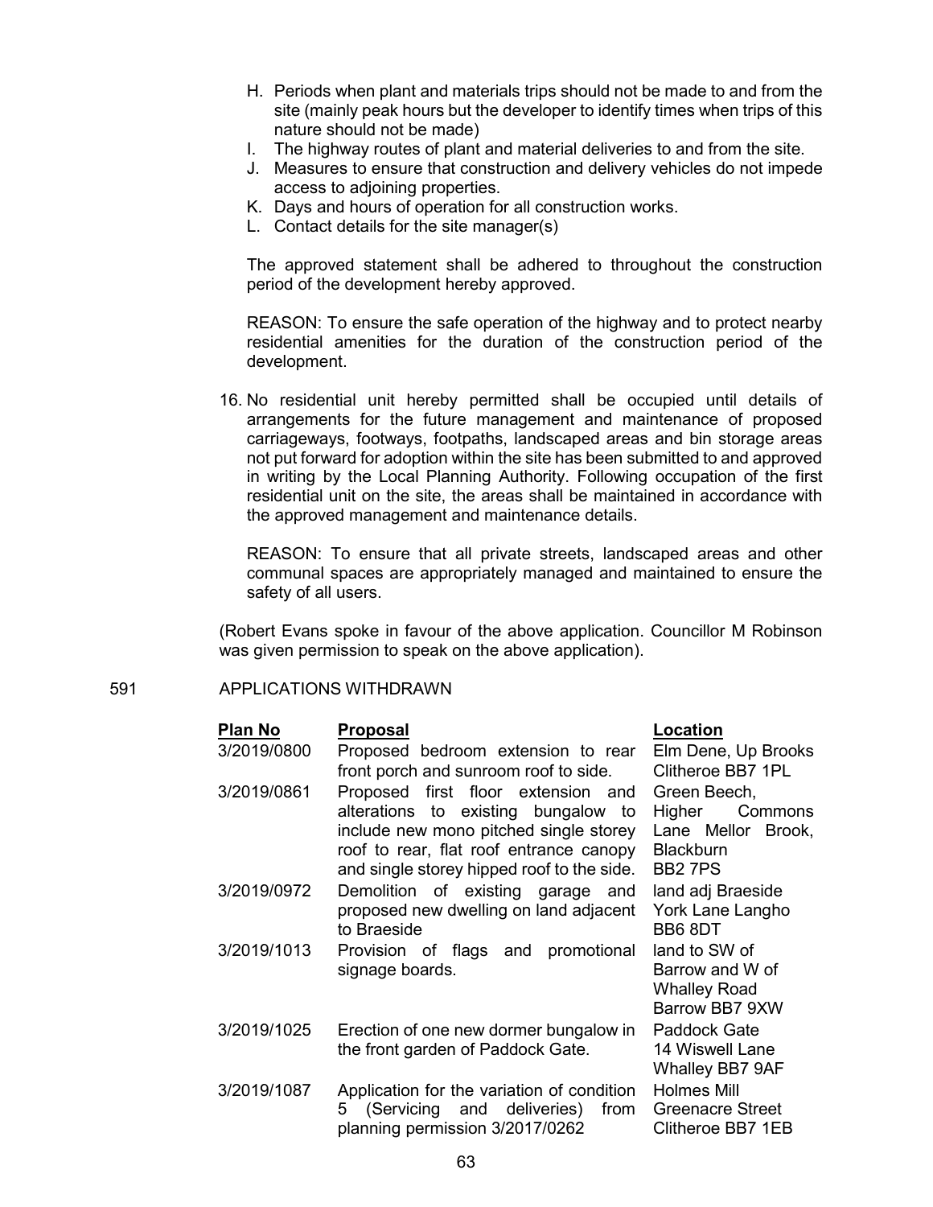H. Periods when plant and materials trips should not be made to and from the site (mainly peak hours but the developer to identify times when trips of this nature should not be made)
I. The highway routes of plant and material deliveries to and from the site.
J. Measures to ensure that construction and delivery vehicles do not impede access to adjoining properties.
K. Days and hours of operation for all construction works.
L. Contact details for the site manager(s)

The approved statement shall be adhered to throughout the construction period of the development hereby approved.

REASON: To ensure the safe operation of the highway and to protect nearby residential amenities for the duration of the construction period of the development.

16. No residential unit hereby permitted shall be occupied until details of arrangements for the future management and maintenance of proposed carriageways, footways, footpaths, landscaped areas and bin storage areas not put forward for adoption within the site has been submitted to and approved in writing by the Local Planning Authority. Following occupation of the first residential unit on the site, the areas shall be maintained in accordance with the approved management and maintenance details.

REASON: To ensure that all private streets, landscaped areas and other communal spaces are appropriately managed and maintained to ensure the safety of all users.

(Robert Evans spoke in favour of the above application. Councillor M Robinson was given permission to speak on the above application).

591 APPLICATIONS WITHDRAWN

| **Plan No** | **Proposal** | **Location** |
|---|---|---|
| 3/2019/0800 | Proposed bedroom extension to rear front porch and sunroom roof to side. | Elm Dene, Up Brooks Clitheroe BB7 1PL |
| 3/2019/0861 | Proposed first floor extension and alterations to existing bungalow to include new mono pitched single storey roof to rear, flat roof entrance canopy and single storey hipped roof to the side. | Green Beech, Higher Commons Lane Mellor Brook, Blackburn BB2 7PS |
| 3/2019/0972 | Demolition of existing garage and proposed new dwelling on land adjacent to Braeside | land adj Braeside York Lane Langho BB6 8DT |
| 3/2019/1013 | Provision of flags and promotional signage boards. | land to SW of Barrow and W of Whalley Road Barrow BB7 9XW |
| 3/2019/1025 | Erection of one new dormer bungalow in the front garden of Paddock Gate. | Paddock Gate 14 Wiswell Lane Whalley BB7 9AF |
| 3/2019/1087 | Application for the variation of condition 5 (Servicing and deliveries) from planning permission 3/2017/0262 | Holmes Mill Greenacre Street Clitheroe BB7 1EB |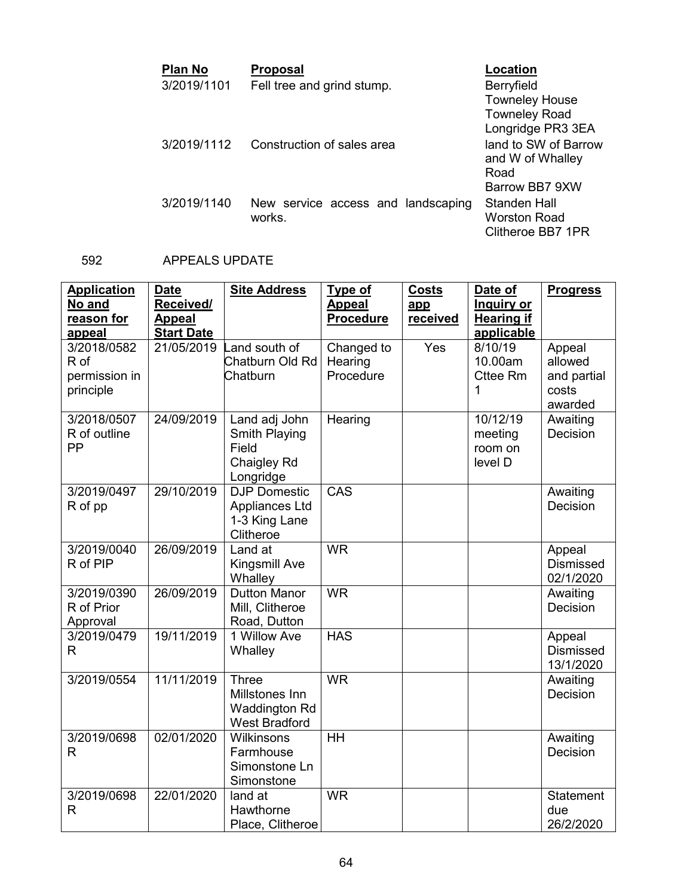| Plan No | Proposal | Location |
|---|---|---|
| 3/2019/1101 | Fell tree and grind stump. | Berryfield Towneley House Towneley Road Longridge PR3 3EA |
| 3/2019/1112 | Construction of sales area | land to SW of Barrow and W of Whalley Road Barrow BB7 9XW |
| 3/2019/1140 | New service access and landscaping works. | Standen Hall Worston Road Clitheroe BB7 1PR |

592 APPEALS UPDATE

| Application No and reason for appeal | Date Received/ Appeal Start Date | Site Address | Type of Appeal Procedure | Costs app received | Date of Inquiry or Hearing if applicable | Progress |
|---|---|---|---|---|---|---|
| 3/2018/0582 R of permission in principle | 21/05/2019 | Land south of Chatburn Old Rd Chatburn | Changed to Hearing Procedure | Yes | 8/10/19 10.00am Cttee Rm 1 | Appeal allowed and partial costs awarded |
| 3/2018/0507 R of outline PP | 24/09/2019 | Land adj John Smith Playing Field Chaigley Rd Longridge | Hearing | | 10/12/19 meeting room on level D | Awaiting Decision |
| 3/2019/0497 R of pp | 29/10/2019 | DJP Domestic Appliances Ltd 1-3 King Lane Clitheroe | CAS | | | Awaiting Decision |
| 3/2019/0040 R of PIP | 26/09/2019 | Land at Kingsmill Ave Whalley | WR | | | Appeal Dismissed 02/1/2020 |
| 3/2019/0390 R of Prior Approval | 26/09/2019 | Dutton Manor Mill, Clitheroe Road, Dutton | WR | | | Awaiting Decision |
| 3/2019/0479 R | 19/11/2019 | 1 Willow Ave Whalley | HAS | | | Appeal Dismissed 13/1/2020 |
| 3/2019/0554 | 11/11/2019 | Three Millstones Inn Waddington Rd West Bradford | WR | | | Awaiting Decision |
| 3/2019/0698 R | 02/01/2020 | Wilkinsons Farmhouse Simonstone Ln Simonstone | HH | | | Awaiting Decision |
| 3/2019/0698 R | 22/01/2020 | land at Hawthorne Place, Clitheroe | WR | | | Statement due 26/2/2020 |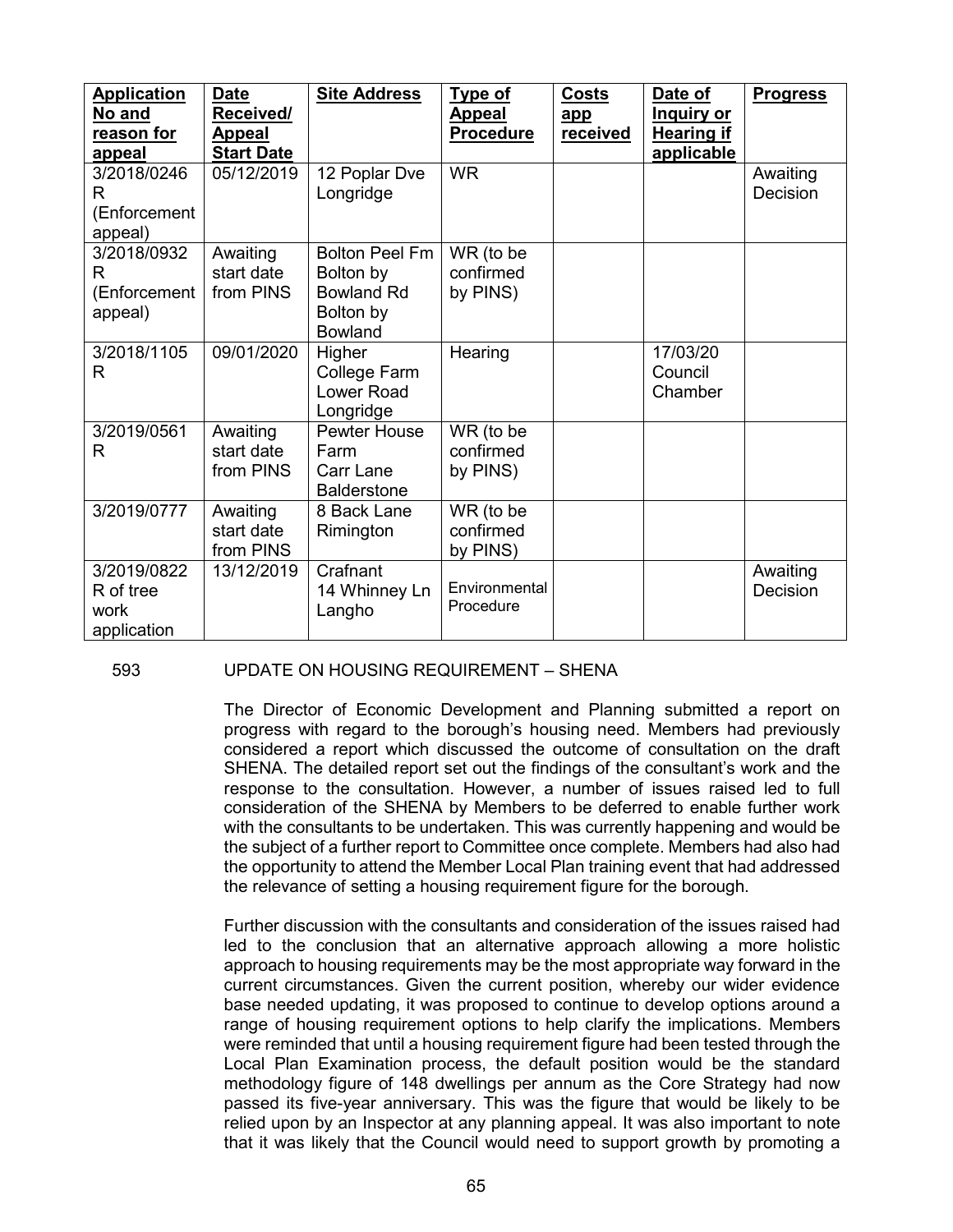| Application No and reason for appeal | Date Received/ Appeal Start Date | Site Address | Type of Appeal Procedure | Costs app received | Date of Inquiry or Hearing if applicable | Progress |
|---|---|---|---|---|---|---|
| 3/2018/0246 R (Enforcement appeal) | 05/12/2019 | 12 Poplar Dve Longridge | WR | | | Awaiting Decision |
| 3/2018/0932 R (Enforcement appeal) | Awaiting start date from PINS | Bolton Peel Fm Bolton by Bowland Rd Bolton by Bowland | WR (to be confirmed by PINS) | | | |
| 3/2018/1105 R | 09/01/2020 | Higher College Farm Lower Road Longridge | Hearing | | 17/03/20 Council Chamber | |
| 3/2019/0561 R | Awaiting start date from PINS | Pewter House Farm Carr Lane Balderstone | WR (to be confirmed by PINS) | | | |
| 3/2019/0777 | Awaiting start date from PINS | 8 Back Lane Rimington | WR (to be confirmed by PINS) | | | |
| 3/2019/0822 R of tree work application | 13/12/2019 | Crafnant 14 Whinney Ln Langho | Environmental Procedure | | | Awaiting Decision |

593 UPDATE ON HOUSING REQUIREMENT – SHENA

The Director of Economic Development and Planning submitted a report on progress with regard to the borough's housing need. Members had previously considered a report which discussed the outcome of consultation on the draft SHENA. The detailed report set out the findings of the consultant's work and the response to the consultation. However, a number of issues raised led to full consideration of the SHENA by Members to be deferred to enable further work with the consultants to be undertaken. This was currently happening and would be the subject of a further report to Committee once complete. Members had also had the opportunity to attend the Member Local Plan training event that had addressed the relevance of setting a housing requirement figure for the borough.

Further discussion with the consultants and consideration of the issues raised had led to the conclusion that an alternative approach allowing a more holistic approach to housing requirements may be the most appropriate way forward in the current circumstances. Given the current position, whereby our wider evidence base needed updating, it was proposed to continue to develop options around a range of housing requirement options to help clarify the implications. Members were reminded that until a housing requirement figure had been tested through the Local Plan Examination process, the default position would be the standard methodology figure of 148 dwellings per annum as the Core Strategy had now passed its five-year anniversary. This was the figure that would be likely to be relied upon by an Inspector at any planning appeal. It was also important to note that it was likely that the Council would need to support growth by promoting a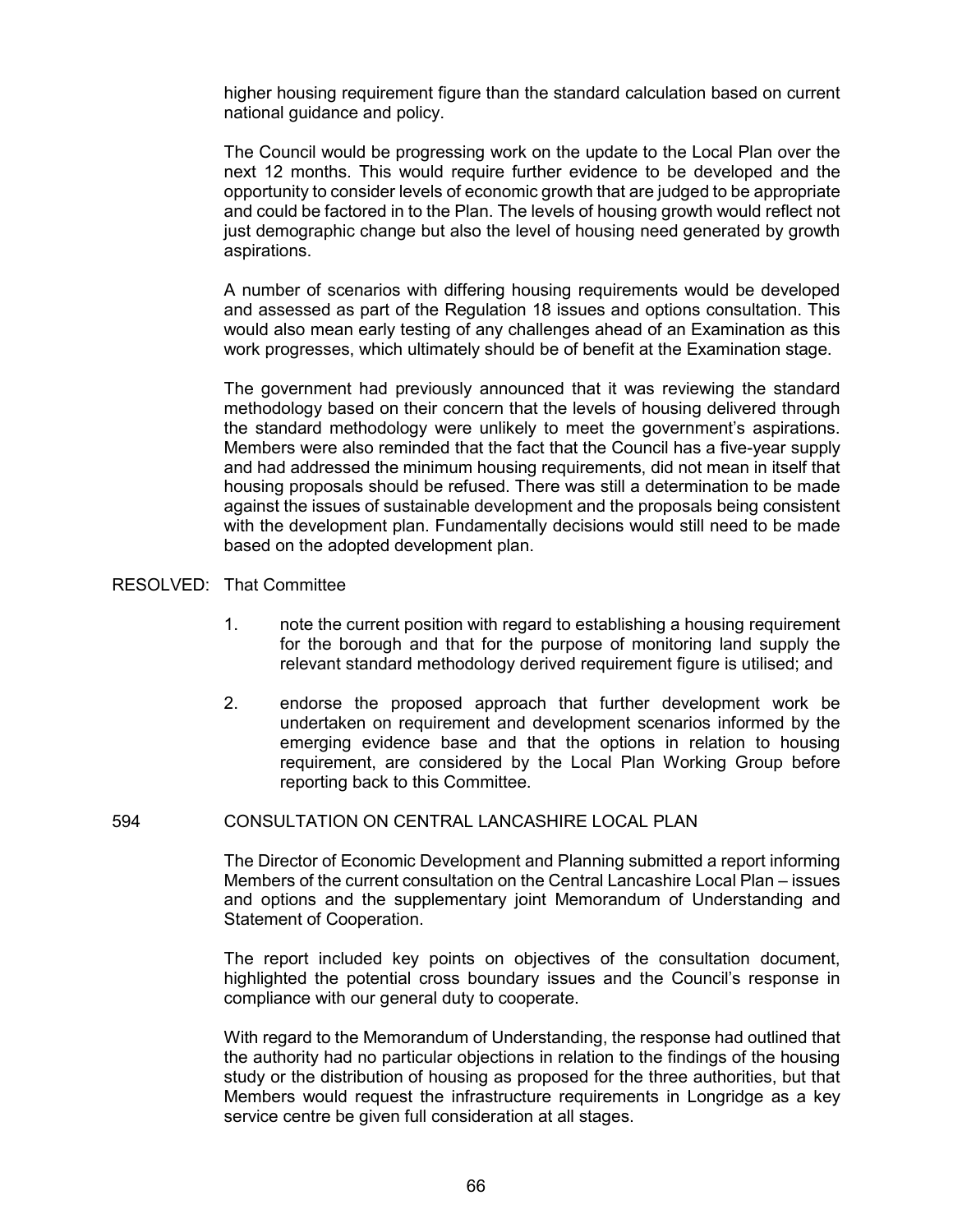higher housing requirement figure than the standard calculation based on current national guidance and policy.

The Council would be progressing work on the update to the Local Plan over the next 12 months. This would require further evidence to be developed and the opportunity to consider levels of economic growth that are judged to be appropriate and could be factored in to the Plan. The levels of housing growth would reflect not just demographic change but also the level of housing need generated by growth aspirations.

A number of scenarios with differing housing requirements would be developed and assessed as part of the Regulation 18 issues and options consultation. This would also mean early testing of any challenges ahead of an Examination as this work progresses, which ultimately should be of benefit at the Examination stage.

The government had previously announced that it was reviewing the standard methodology based on their concern that the levels of housing delivered through the standard methodology were unlikely to meet the government's aspirations. Members were also reminded that the fact that the Council has a five-year supply and had addressed the minimum housing requirements, did not mean in itself that housing proposals should be refused. There was still a determination to be made against the issues of sustainable development and the proposals being consistent with the development plan. Fundamentally decisions would still need to be made based on the adopted development plan.

RESOLVED: That Committee

1. note the current position with regard to establishing a housing requirement for the borough and that for the purpose of monitoring land supply the relevant standard methodology derived requirement figure is utilised; and

2. endorse the proposed approach that further development work be undertaken on requirement and development scenarios informed by the emerging evidence base and that the options in relation to housing requirement, are considered by the Local Plan Working Group before reporting back to this Committee.

594 CONSULTATION ON CENTRAL LANCASHIRE LOCAL PLAN

The Director of Economic Development and Planning submitted a report informing Members of the current consultation on the Central Lancashire Local Plan – issues and options and the supplementary joint Memorandum of Understanding and Statement of Cooperation.

The report included key points on objectives of the consultation document, highlighted the potential cross boundary issues and the Council's response in compliance with our general duty to cooperate.

With regard to the Memorandum of Understanding, the response had outlined that the authority had no particular objections in relation to the findings of the housing study or the distribution of housing as proposed for the three authorities, but that Members would request the infrastructure requirements in Longridge as a key service centre be given full consideration at all stages.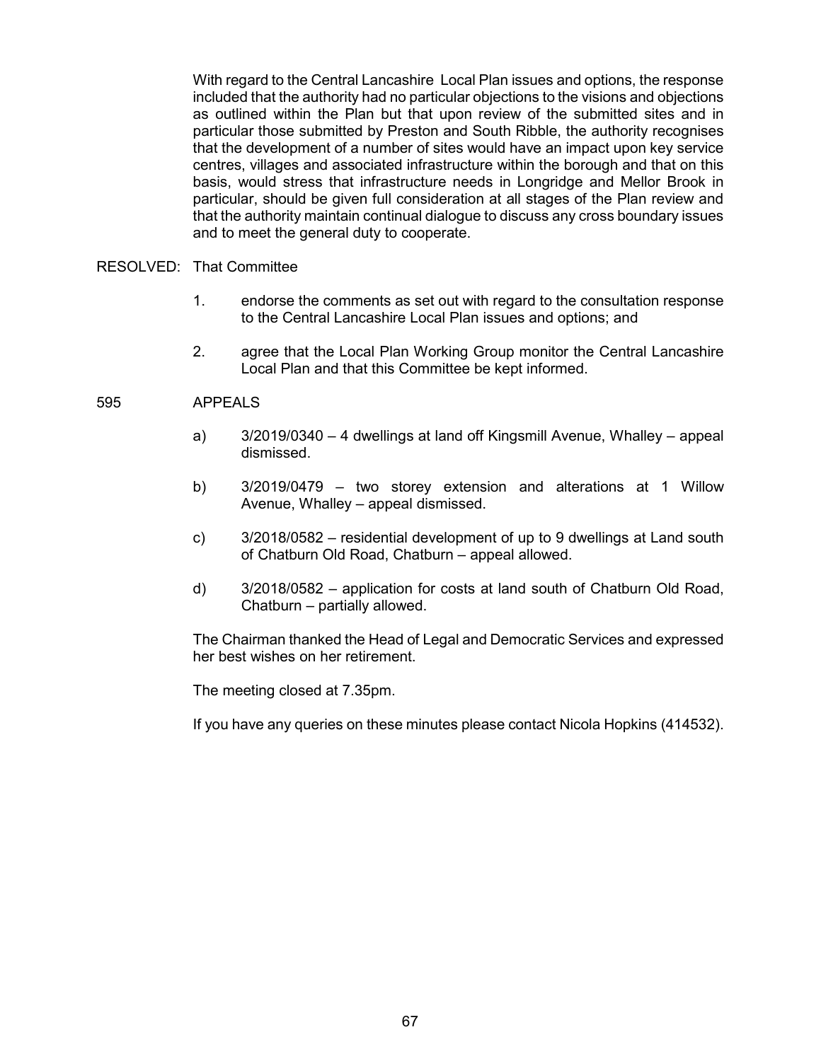With regard to the Central Lancashire Local Plan issues and options, the response included that the authority had no particular objections to the visions and objections as outlined within the Plan but that upon review of the submitted sites and in particular those submitted by Preston and South Ribble, the authority recognises that the development of a number of sites would have an impact upon key service centres, villages and associated infrastructure within the borough and that on this basis, would stress that infrastructure needs in Longridge and Mellor Brook in particular, should be given full consideration at all stages of the Plan review and that the authority maintain continual dialogue to discuss any cross boundary issues and to meet the general duty to cooperate.

RESOLVED: That Committee

1. endorse the comments as set out with regard to the consultation response to the Central Lancashire Local Plan issues and options; and
2. agree that the Local Plan Working Group monitor the Central Lancashire Local Plan and that this Committee be kept informed.

595 APPEALS

a) 3/2019/0340 – 4 dwellings at land off Kingsmill Avenue, Whalley – appeal dismissed.

b) 3/2019/0479 – two storey extension and alterations at 1 Willow Avenue, Whalley – appeal dismissed.

c) 3/2018/0582 – residential development of up to 9 dwellings at Land south of Chatburn Old Road, Chatburn – appeal allowed.

d) 3/2018/0582 – application for costs at land south of Chatburn Old Road, Chatburn – partially allowed.

The Chairman thanked the Head of Legal and Democratic Services and expressed her best wishes on her retirement.

The meeting closed at 7.35pm.

If you have any queries on these minutes please contact Nicola Hopkins (414532).